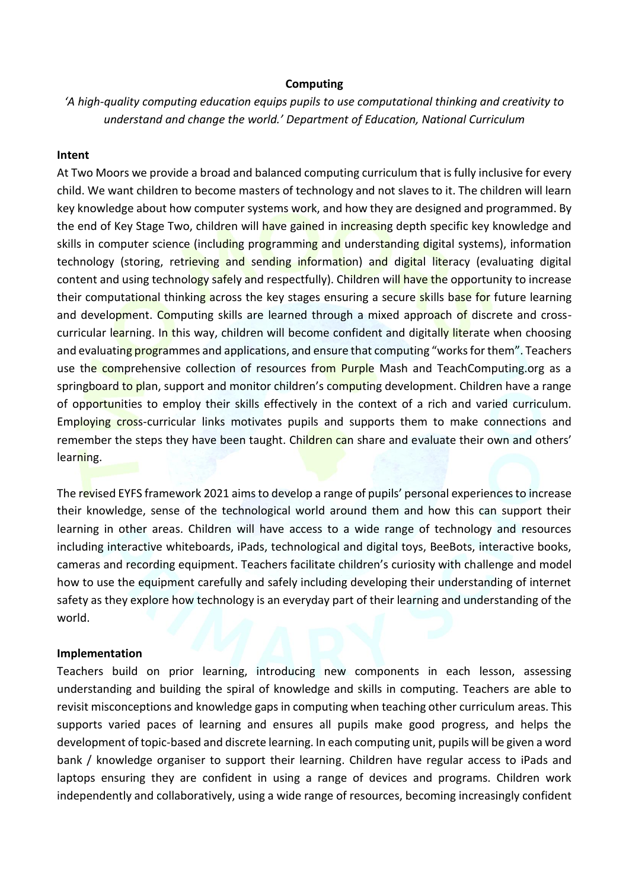# Computing

*'A high-quality computing education equips pupils to use computational thinking and creativity to understand and change the world.' Department of Education, National Curriculum*

## Intent

At Two Moors we provide a broad and balanced computing curriculum that is fully inclusive for every child. We want children to become masters of technology and not slaves to it. The children will learn key knowledge about how computer systems work, and how they are designed and programmed. By the end of Key Stage Two, children will have gained in increasing depth specific key knowledge and skills in computer science (including programming and understanding digital systems), information technology (storing, retrieving and sending information) and digital literacy (evaluating digital content and using technology safely and respectfully). Children will have the opportunity to increase their computational thinking across the key stages ensuring a secure skills base for future learning and development. Computing skills are learned through a mixed approach of discrete and cross-curricular learning. In this way, children will become confident and digitally literate when choosing and evaluating programmes and applications, and ensure that computing "works for them". Teachers use the comprehensive collection of resources from Purple Mash and TeachComputing.org as a springboard to plan, support and monitor children's computing development. Children have a range of opportunities to employ their skills effectively in the context of a rich and varied curriculum. Employing cross-curricular links motivates pupils and supports them to make connections and remember the steps they have been taught. Children can share and evaluate their own and others' learning.

The revised EYFS framework 2021 aims to develop a range of pupils' personal experiences to increase their knowledge, sense of the technological world around them and how this can support their learning in other areas. Children will have access to a wide range of technology and resources including interactive whiteboards, iPads, technological and digital toys, BeeBots, interactive books, cameras and recording equipment. Teachers facilitate children's curiosity with challenge and model how to use the equipment carefully and safely including developing their understanding of internet safety as they explore how technology is an everyday part of their learning and understanding of the world.

## Implementation

Teachers build on prior learning, introducing new components in each lesson, assessing understanding and building the spiral of knowledge and skills in computing. Teachers are able to revisit misconceptions and knowledge gaps in computing when teaching other curriculum areas. This supports varied paces of learning and ensures all pupils make good progress, and helps the development of topic-based and discrete learning. In each computing unit, pupils will be given a word bank / knowledge organiser to support their learning. Children have regular access to iPads and laptops ensuring they are confident in using a range of devices and programs. Children work independently and collaboratively, using a wide range of resources, becoming increasingly confident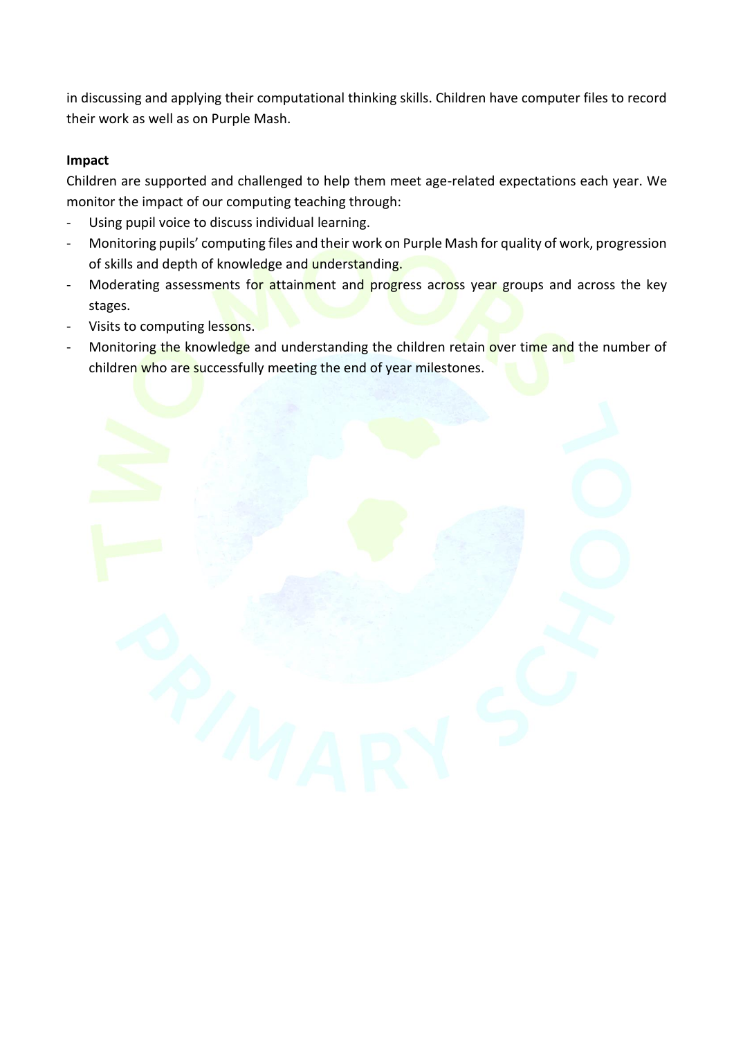in discussing and applying their computational thinking skills. Children have computer files to record their work as well as on Purple Mash.

**Impact**

Children are supported and challenged to help them meet age-related expectations each year. We monitor the impact of our computing teaching through:

- Using pupil voice to discuss individual learning.
- Monitoring pupils' computing files and their work on Purple Mash for quality of work, progression of skills and depth of knowledge and understanding.
- Moderating assessments for attainment and progress across year groups and across the key stages.
- Visits to computing lessons.
- Monitoring the knowledge and understanding the children retain over time and the number of children who are successfully meeting the end of year milestones.